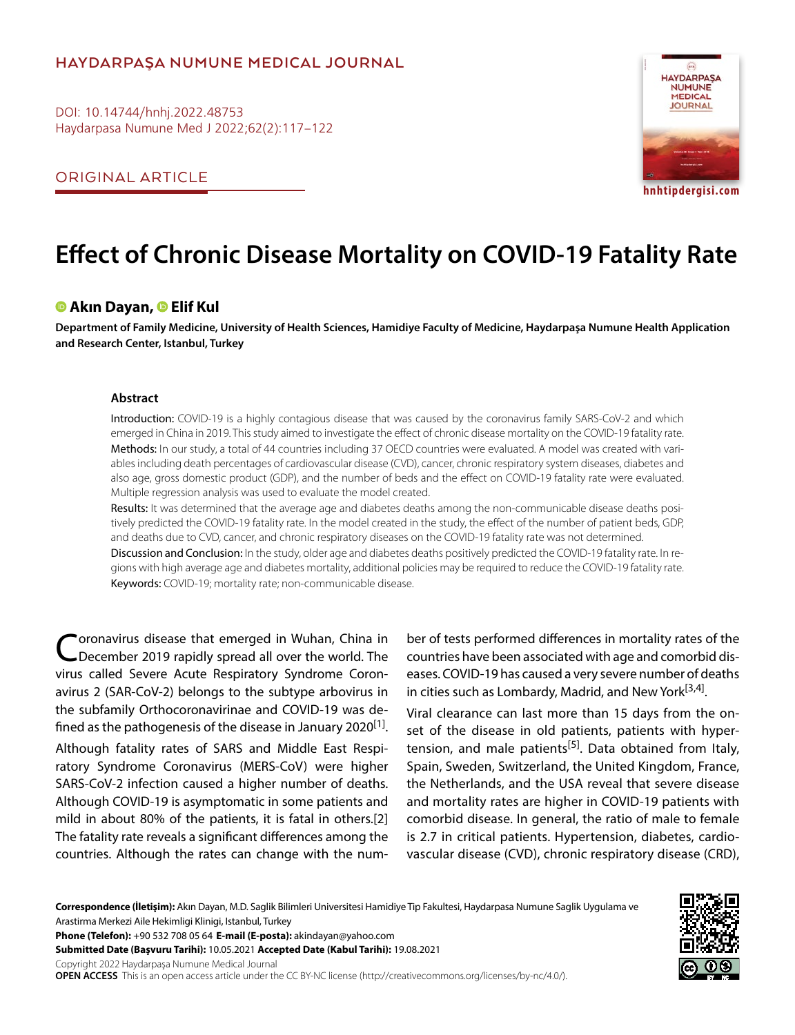HAYDARPAŞA NUMUNE MEDICAL JOURNAL

DOI: 10.14744/hnhj.2022.48753
Haydarpasa Numune Med J 2022;62(2):117–122

ORIGINAL ARTICLE

hnhtipdergisi.com

# Effect of Chronic Disease Mortality on COVID-19 Fatality Rate

**Akın Dayan, Elif Kul**

**Department of Family Medicine, University of Health Sciences, Hamidiye Faculty of Medicine, Haydarpaşa Numune Health Application and Research Center, Istanbul, Turkey**

## Abstract

Introduction: COVID-19 is a highly contagious disease that was caused by the coronavirus family SARS-CoV-2 and which emerged in China in 2019. This study aimed to investigate the effect of chronic disease mortality on the COVID-19 fatality rate.

Methods: In our study, a total of 44 countries including 37 OECD countries were evaluated. A model was created with variables including death percentages of cardiovascular disease (CVD), cancer, chronic respiratory system diseases, diabetes and also age, gross domestic product (GDP), and the number of beds and the effect on COVID-19 fatality rate were evaluated. Multiple regression analysis was used to evaluate the model created.

Results: It was determined that the average age and diabetes deaths among the non-communicable disease deaths positively predicted the COVID-19 fatality rate. In the model created in the study, the effect of the number of patient beds, GDP, and deaths due to CVD, cancer, and chronic respiratory diseases on the COVID-19 fatality rate was not determined.

Discussion and Conclusion: In the study, older age and diabetes deaths positively predicted the COVID-19 fatality rate. In regions with high average age and diabetes mortality, additional policies may be required to reduce the COVID-19 fatality rate.

Keywords: COVID-19; mortality rate; non-communicable disease.

Coronavirus disease that emerged in Wuhan, China in December 2019 rapidly spread all over the world. The virus called Severe Acute Respiratory Syndrome Coronavirus 2 (SAR-CoV-2) belongs to the subtype arbovirus in the subfamily Orthocoronavirinae and COVID-19 was defined as the pathogenesis of the disease in January 2020[1].

Although fatality rates of SARS and Middle East Respiratory Syndrome Coronavirus (MERS-CoV) were higher SARS-CoV-2 infection caused a higher number of deaths. Although COVID-19 is asymptomatic in some patients and mild in about 80% of the patients, it is fatal in others.[2] The fatality rate reveals a significant differences among the countries. Although the rates can change with the number of tests performed differences in mortality rates of the countries have been associated with age and comorbid diseases. COVID-19 has caused a very severe number of deaths in cities such as Lombardy, Madrid, and New York[3,4].

Viral clearance can last more than 15 days from the onset of the disease in old patients, patients with hypertension, and male patients[5]. Data obtained from Italy, Spain, Sweden, Switzerland, the United Kingdom, France, the Netherlands, and the USA reveal that severe disease and mortality rates are higher in COVID-19 patients with comorbid disease. In general, the ratio of male to female is 2.7 in critical patients. Hypertension, diabetes, cardiovascular disease (CVD), chronic respiratory disease (CRD),

**Correspondence (İletişim):** Akın Dayan, M.D. Saglik Bilimleri Universitesi Hamidiye Tip Fakultesi, Haydarpasa Numune Saglik Uygulama ve Arastirma Merkezi Aile Hekimligi Klinigi, Istanbul, Turkey
**Phone (Telefon):** +90 532 708 05 64 **E-mail (E-posta):** akindayan@yahoo.com
**Submitted Date (Başvuru Tarihi):** 10.05.2021 **Accepted Date (Kabul Tarihi):** 19.08.2021
Copyright 2022 Haydarpaşa Numune Medical Journal
**OPEN ACCESS** This is an open access article under the CC BY-NC license (http://creativecommons.org/licenses/by-nc/4.0/).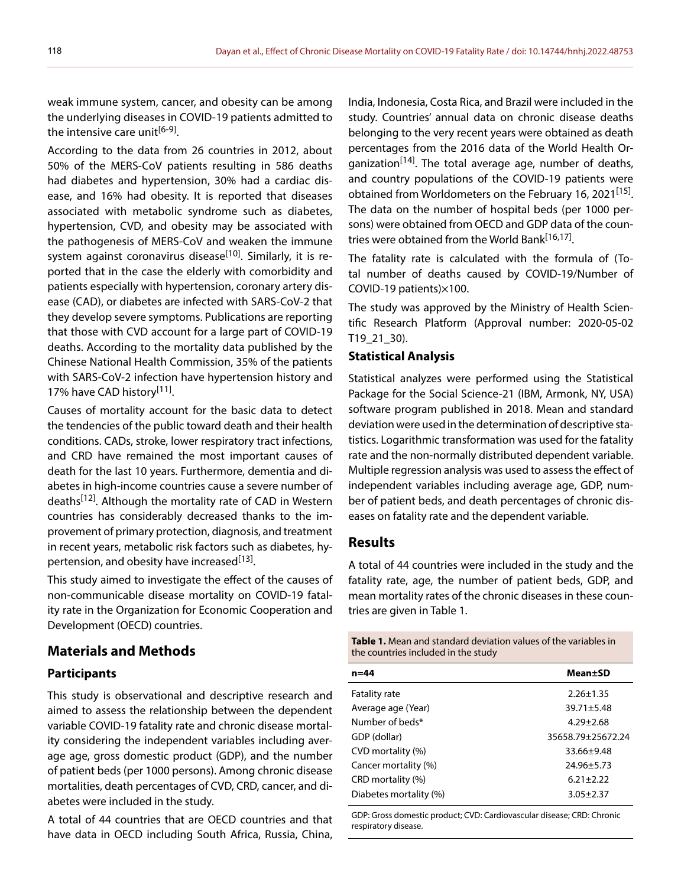weak immune system, cancer, and obesity can be among the underlying diseases in COVID-19 patients admitted to the intensive care unit[6-9].

According to the data from 26 countries in 2012, about 50% of the MERS-CoV patients resulting in 586 deaths had diabetes and hypertension, 30% had a cardiac disease, and 16% had obesity. It is reported that diseases associated with metabolic syndrome such as diabetes, hypertension, CVD, and obesity may be associated with the pathogenesis of MERS-CoV and weaken the immune system against coronavirus disease[10]. Similarly, it is reported that in the case the elderly with comorbidity and patients especially with hypertension, coronary artery disease (CAD), or diabetes are infected with SARS-CoV-2 that they develop severe symptoms. Publications are reporting that those with CVD account for a large part of COVID-19 deaths. According to the mortality data published by the Chinese National Health Commission, 35% of the patients with SARS-CoV-2 infection have hypertension history and 17% have CAD history[11].

Causes of mortality account for the basic data to detect the tendencies of the public toward death and their health conditions. CADs, stroke, lower respiratory tract infections, and CRD have remained the most important causes of death for the last 10 years. Furthermore, dementia and diabetes in high-income countries cause a severe number of deaths[12]. Although the mortality rate of CAD in Western countries has considerably decreased thanks to the improvement of primary protection, diagnosis, and treatment in recent years, metabolic risk factors such as diabetes, hypertension, and obesity have increased[13].

This study aimed to investigate the effect of the causes of non-communicable disease mortality on COVID-19 fatality rate in the Organization for Economic Cooperation and Development (OECD) countries.

## Materials and Methods

### Participants

This study is observational and descriptive research and aimed to assess the relationship between the dependent variable COVID-19 fatality rate and chronic disease mortality considering the independent variables including average age, gross domestic product (GDP), and the number of patient beds (per 1000 persons). Among chronic disease mortalities, death percentages of CVD, CRD, cancer, and diabetes were included in the study.

A total of 44 countries that are OECD countries and that have data in OECD including South Africa, Russia, China, India, Indonesia, Costa Rica, and Brazil were included in the study. Countries' annual data on chronic disease deaths belonging to the very recent years were obtained as death percentages from the 2016 data of the World Health Organization[14]. The total average age, number of deaths, and country populations of the COVID-19 patients were obtained from Worldometers on the February 16, 2021[15]. The data on the number of hospital beds (per 1000 persons) were obtained from OECD and GDP data of the countries were obtained from the World Bank[16,17].

The fatality rate is calculated with the formula of (Total number of deaths caused by COVID-19/Number of COVID-19 patients)×100.

The study was approved by the Ministry of Health Scientific Research Platform (Approval number: 2020-05-02 T19_21_30).

### Statistical Analysis

Statistical analyzes were performed using the Statistical Package for the Social Science-21 (IBM, Armonk, NY, USA) software program published in 2018. Mean and standard deviation were used in the determination of descriptive statistics. Logarithmic transformation was used for the fatality rate and the non-normally distributed dependent variable. Multiple regression analysis was used to assess the effect of independent variables including average age, GDP, number of patient beds, and death percentages of chronic diseases on fatality rate and the dependent variable.

## Results

A total of 44 countries were included in the study and the fatality rate, age, the number of patient beds, GDP, and mean mortality rates of the chronic diseases in these countries are given in Table 1.

**Table 1.** Mean and standard deviation values of the variables in the countries included in the study

| n=44 | Mean±SD |
|---|---|
| Fatality rate | 2.26±1.35 |
| Average age (Year) | 39.71±5.48 |
| Number of beds* | 4.29±2.68 |
| GDP (dollar) | 35658.79±25672.24 |
| CVD mortality (%) | 33.66±9.48 |
| Cancer mortality (%) | 24.96±5.73 |
| CRD mortality (%) | 6.21±2.22 |
| Diabetes mortality (%) | 3.05±2.37 |

GDP: Gross domestic product; CVD: Cardiovascular disease; CRD: Chronic respiratory disease.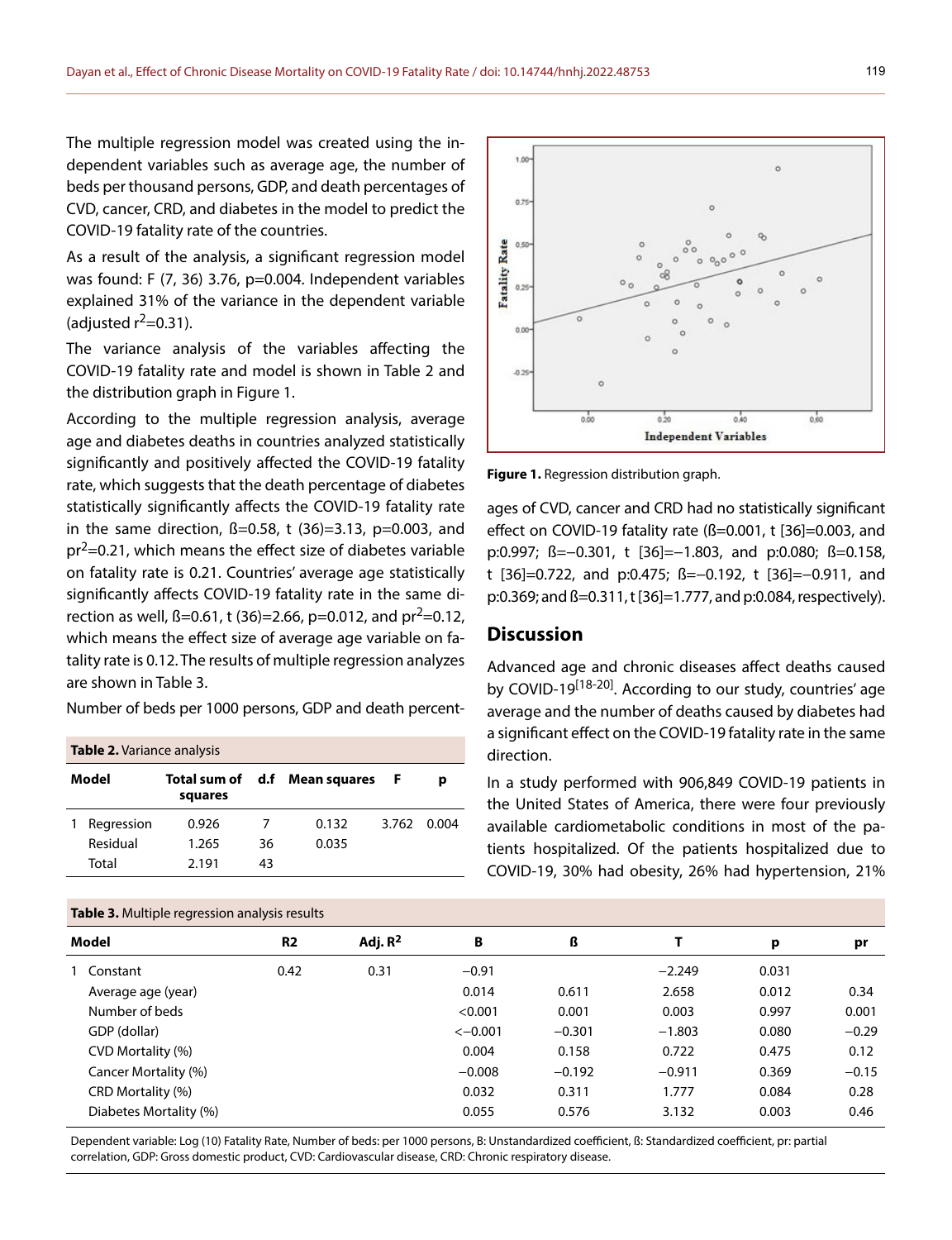The multiple regression model was created using the independent variables such as average age, the number of beds per thousand persons, GDP, and death percentages of CVD, cancer, CRD, and diabetes in the model to predict the COVID-19 fatality rate of the countries.

As a result of the analysis, a significant regression model was found: F (7, 36) 3.76, p=0.004. Independent variables explained 31% of the variance in the dependent variable (adjusted $r^2$=0.31).

The variance analysis of the variables affecting the COVID-19 fatality rate and model is shown in Table 2 and the distribution graph in Figure 1.

According to the multiple regression analysis, average age and diabetes deaths in countries analyzed statistically significantly and positively affected the COVID-19 fatality rate, which suggests that the death percentage of diabetes statistically significantly affects the COVID-19 fatality rate in the same direction, ß=0.58, t (36)=3.13, p=0.003, and $pr^2$=0.21, which means the effect size of diabetes variable on fatality rate is 0.21. Countries' average age statistically significantly affects COVID-19 fatality rate in the same direction as well, ß=0.61, t (36)=2.66, p=0.012, and $pr^2$=0.12, which means the effect size of average age variable on fatality rate is 0.12. The results of multiple regression analyzes are shown in Table 3.

Number of beds per 1000 persons, GDP and death percentages of CVD, cancer and CRD had no statistically significant effect on COVID-19 fatality rate (ß=0.001, t [36]=0.003, and p:0.997; ß=−0.301, t [36]=−1.803, and p:0.080; ß=0.158, t [36]=0.722, and p:0.475; ß=−0.192, t [36]=−0.911, and p:0.369; and ß=0.311, t [36]=1.777, and p:0.084, respectively).

**Table 2.** Variance analysis

| Model | | Total sum of squares | d.f | Mean squares | F | p |
|---|---|---|---|---|---|---|
| 1 | Regression | 0.926 | 7 | 0.132 | 3.762 | 0.004 |
| | Residual | 1.265 | 36 | 0.035 | | |
| | Total | 2.191 | 43 | | | |

**Figure 1.** Regression distribution graph.

## Discussion

Advanced age and chronic diseases affect deaths caused by COVID-19[18-20]. According to our study, countries' age average and the number of deaths caused by diabetes had a significant effect on the COVID-19 fatality rate in the same direction.

In a study performed with 906,849 COVID-19 patients in the United States of America, there were four previously available cardiometabolic conditions in most of the patients hospitalized. Of the patients hospitalized due to COVID-19, 30% had obesity, 26% had hypertension, 21%

**Table 3.** Multiple regression analysis results

| Model | | R2 | Adj. $R^2$ | B | ß | T | p | pr |
|---|---|---|---|---|---|---|---|---|
| 1 | Constant | 0.42 | 0.31 | −0.91 | | −2.249 | 0.031 | |
| | Average age (year) | | | 0.014 | 0.611 | 2.658 | 0.012 | 0.34 |
| | Number of beds | | | <0.001 | 0.001 | 0.003 | 0.997 | 0.001 |
| | GDP (dollar) | | | <−0.001 | −0.301 | −1.803 | 0.080 | −0.29 |
| | CVD Mortality (%) | | | 0.004 | 0.158 | 0.722 | 0.475 | 0.12 |
| | Cancer Mortality (%) | | | −0.008 | −0.192 | −0.911 | 0.369 | −0.15 |
| | CRD Mortality (%) | | | 0.032 | 0.311 | 1.777 | 0.084 | 0.28 |
| | Diabetes Mortality (%) | | | 0.055 | 0.576 | 3.132 | 0.003 | 0.46 |

Dependent variable: Log (10) Fatality Rate, Number of beds: per 1000 persons, B: Unstandardized coefficient, ß: Standardized coefficient, pr: partial correlation, GDP: Gross domestic product, CVD: Cardiovascular disease, CRD: Chronic respiratory disease.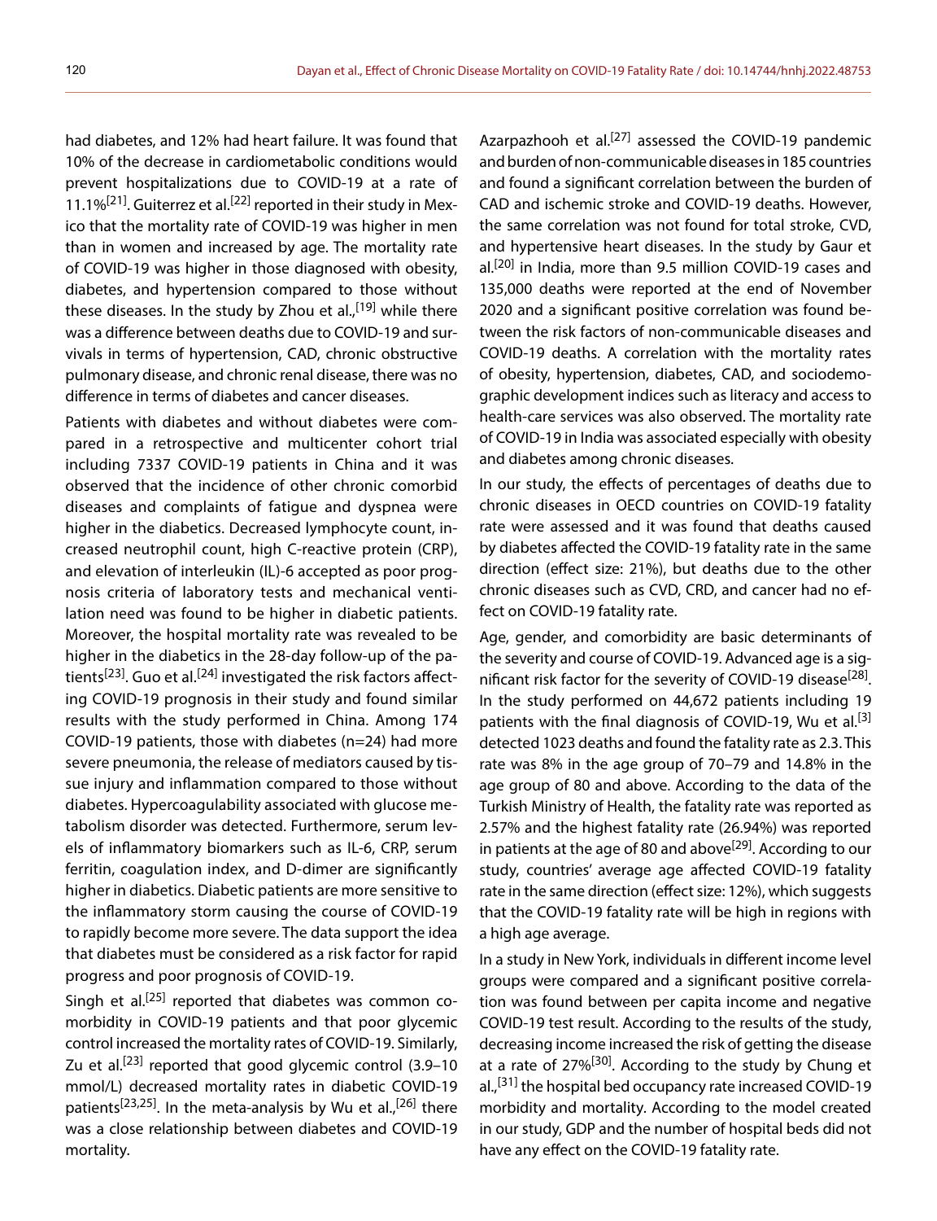had diabetes, and 12% had heart failure. It was found that 10% of the decrease in cardiometabolic conditions would prevent hospitalizations due to COVID-19 at a rate of 11.1%[21]. Guiterrez et al.[22] reported in their study in Mexico that the mortality rate of COVID-19 was higher in men than in women and increased by age. The mortality rate of COVID-19 was higher in those diagnosed with obesity, diabetes, and hypertension compared to those without these diseases. In the study by Zhou et al.,[19] while there was a difference between deaths due to COVID-19 and survivals in terms of hypertension, CAD, chronic obstructive pulmonary disease, and chronic renal disease, there was no difference in terms of diabetes and cancer diseases.

Patients with diabetes and without diabetes were compared in a retrospective and multicenter cohort trial including 7337 COVID-19 patients in China and it was observed that the incidence of other chronic comorbid diseases and complaints of fatigue and dyspnea were higher in the diabetics. Decreased lymphocyte count, increased neutrophil count, high C-reactive protein (CRP), and elevation of interleukin (IL)-6 accepted as poor prognosis criteria of laboratory tests and mechanical ventilation need was found to be higher in diabetic patients. Moreover, the hospital mortality rate was revealed to be higher in the diabetics in the 28-day follow-up of the patients[23]. Guo et al.[24] investigated the risk factors affecting COVID-19 prognosis in their study and found similar results with the study performed in China. Among 174 COVID-19 patients, those with diabetes (n=24) had more severe pneumonia, the release of mediators caused by tissue injury and inflammation compared to those without diabetes. Hypercoagulability associated with glucose metabolism disorder was detected. Furthermore, serum levels of inflammatory biomarkers such as IL-6, CRP, serum ferritin, coagulation index, and D-dimer are significantly higher in diabetics. Diabetic patients are more sensitive to the inflammatory storm causing the course of COVID-19 to rapidly become more severe. The data support the idea that diabetes must be considered as a risk factor for rapid progress and poor prognosis of COVID-19.

Singh et al.[25] reported that diabetes was common comorbidity in COVID-19 patients and that poor glycemic control increased the mortality rates of COVID-19. Similarly, Zu et al.[23] reported that good glycemic control (3.9–10 mmol/L) decreased mortality rates in diabetic COVID-19 patients[23,25]. In the meta-analysis by Wu et al.,[26] there was a close relationship between diabetes and COVID-19 mortality.

Azarpazhooh et al.[27] assessed the COVID-19 pandemic and burden of non-communicable diseases in 185 countries and found a significant correlation between the burden of CAD and ischemic stroke and COVID-19 deaths. However, the same correlation was not found for total stroke, CVD, and hypertensive heart diseases. In the study by Gaur et al.[20] in India, more than 9.5 million COVID-19 cases and 135,000 deaths were reported at the end of November 2020 and a significant positive correlation was found between the risk factors of non-communicable diseases and COVID-19 deaths. A correlation with the mortality rates of obesity, hypertension, diabetes, CAD, and sociodemographic development indices such as literacy and access to health-care services was also observed. The mortality rate of COVID-19 in India was associated especially with obesity and diabetes among chronic diseases.

In our study, the effects of percentages of deaths due to chronic diseases in OECD countries on COVID-19 fatality rate were assessed and it was found that deaths caused by diabetes affected the COVID-19 fatality rate in the same direction (effect size: 21%), but deaths due to the other chronic diseases such as CVD, CRD, and cancer had no effect on COVID-19 fatality rate.

Age, gender, and comorbidity are basic determinants of the severity and course of COVID-19. Advanced age is a significant risk factor for the severity of COVID-19 disease[28]. In the study performed on 44,672 patients including 19 patients with the final diagnosis of COVID-19, Wu et al.[3] detected 1023 deaths and found the fatality rate as 2.3. This rate was 8% in the age group of 70–79 and 14.8% in the age group of 80 and above. According to the data of the Turkish Ministry of Health, the fatality rate was reported as 2.57% and the highest fatality rate (26.94%) was reported in patients at the age of 80 and above[29]. According to our study, countries' average age affected COVID-19 fatality rate in the same direction (effect size: 12%), which suggests that the COVID-19 fatality rate will be high in regions with a high age average.

In a study in New York, individuals in different income level groups were compared and a significant positive correlation was found between per capita income and negative COVID-19 test result. According to the results of the study, decreasing income increased the risk of getting the disease at a rate of 27%[30]. According to the study by Chung et al.,[31] the hospital bed occupancy rate increased COVID-19 morbidity and mortality. According to the model created in our study, GDP and the number of hospital beds did not have any effect on the COVID-19 fatality rate.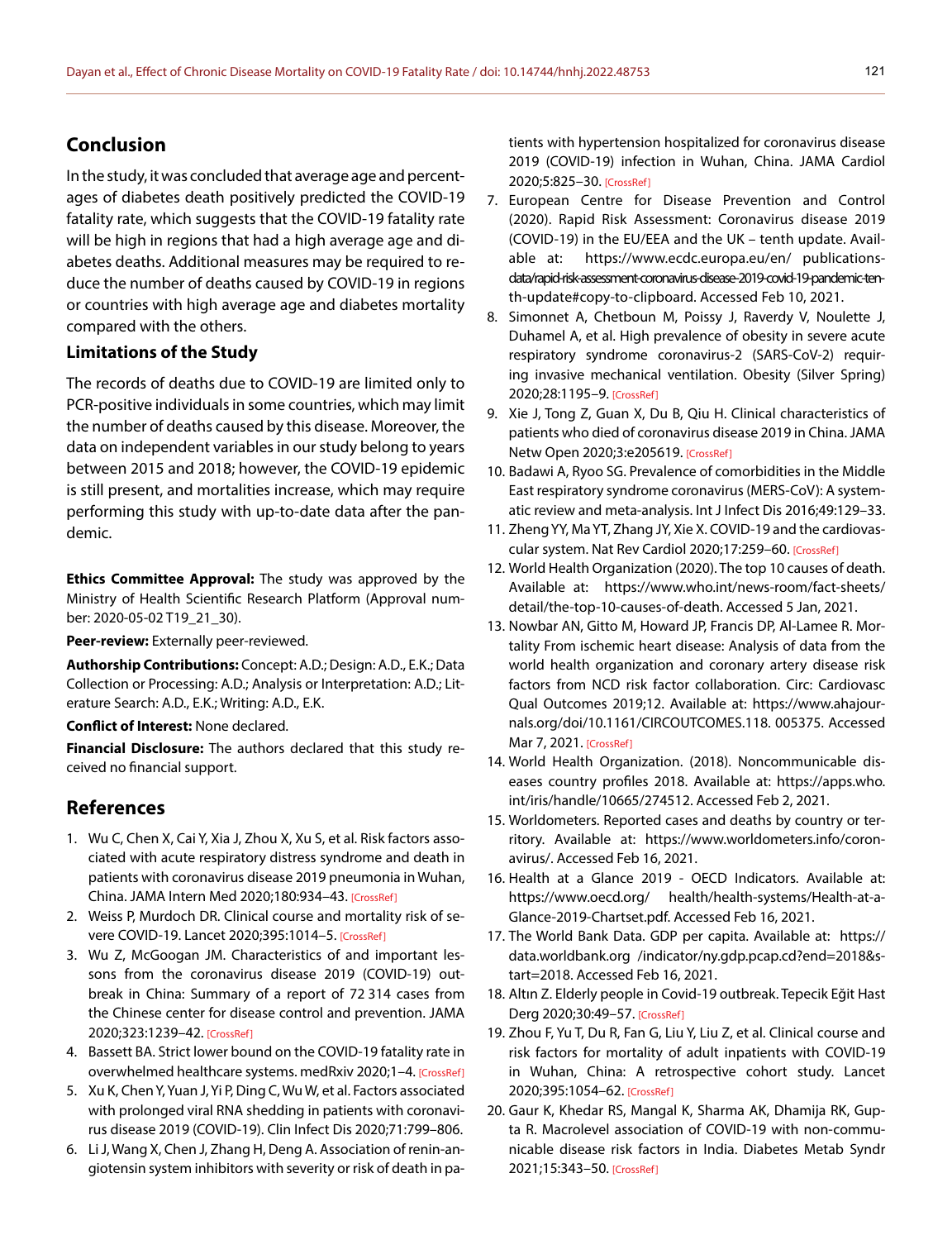## Conclusion

In the study, it was concluded that average age and percentages of diabetes death positively predicted the COVID-19 fatality rate, which suggests that the COVID-19 fatality rate will be high in regions that had a high average age and diabetes deaths. Additional measures may be required to reduce the number of deaths caused by COVID-19 in regions or countries with high average age and diabetes mortality compared with the others.

### Limitations of the Study

The records of deaths due to COVID-19 are limited only to PCR-positive individuals in some countries, which may limit the number of deaths caused by this disease. Moreover, the data on independent variables in our study belong to years between 2015 and 2018; however, the COVID-19 epidemic is still present, and mortalities increase, which may require performing this study with up-to-date data after the pandemic.

**Ethics Committee Approval:** The study was approved by the Ministry of Health Scientific Research Platform (Approval number: 2020-05-02 T19_21_30).

**Peer-review:** Externally peer-reviewed.

**Authorship Contributions:** Concept: A.D.; Design: A.D., E.K.; Data Collection or Processing: A.D.; Analysis or Interpretation: A.D.; Literature Search: A.D., E.K.; Writing: A.D., E.K.

**Conflict of Interest:** None declared.

**Financial Disclosure:** The authors declared that this study received no financial support.

## References

1. Wu C, Chen X, Cai Y, Xia J, Zhou X, Xu S, et al. Risk factors associated with acute respiratory distress syndrome and death in patients with coronavirus disease 2019 pneumonia in Wuhan, China. JAMA Intern Med 2020;180:934–43. [CrossRef]
2. Weiss P, Murdoch DR. Clinical course and mortality risk of severe COVID-19. Lancet 2020;395:1014–5. [CrossRef]
3. Wu Z, McGoogan JM. Characteristics of and important lessons from the coronavirus disease 2019 (COVID-19) outbreak in China: Summary of a report of 72 314 cases from the Chinese center for disease control and prevention. JAMA 2020;323:1239–42. [CrossRef]
4. Bassett BA. Strict lower bound on the COVID-19 fatality rate in overwhelmed healthcare systems. medRxiv 2020;1–4. [CrossRef]
5. Xu K, Chen Y, Yuan J, Yi P, Ding C, Wu W, et al. Factors associated with prolonged viral RNA shedding in patients with coronavirus disease 2019 (COVID-19). Clin Infect Dis 2020;71:799–806.
6. Li J, Wang X, Chen J, Zhang H, Deng A. Association of renin-angiotensin system inhibitors with severity or risk of death in patients with hypertension hospitalized for coronavirus disease 2019 (COVID-19) infection in Wuhan, China. JAMA Cardiol 2020;5:825–30. [CrossRef]
7. European Centre for Disease Prevention and Control (2020). Rapid Risk Assessment: Coronavirus disease 2019 (COVID-19) in the EU/EEA and the UK – tenth update. Available at: https://www.ecdc.europa.eu/en/ publications-data/rapid-risk-assessment-coronavirus-disease-2019-covid-19-pandemic-tenth-update#copy-to-clipboard. Accessed Feb 10, 2021.
8. Simonnet A, Chetboun M, Poissy J, Raverdy V, Noulette J, Duhamel A, et al. High prevalence of obesity in severe acute respiratory syndrome coronavirus-2 (SARS-CoV-2) requiring invasive mechanical ventilation. Obesity (Silver Spring) 2020;28:1195–9. [CrossRef]
9. Xie J, Tong Z, Guan X, Du B, Qiu H. Clinical characteristics of patients who died of coronavirus disease 2019 in China. JAMA Netw Open 2020;3:e205619. [CrossRef]
10. Badawi A, Ryoo SG. Prevalence of comorbidities in the Middle East respiratory syndrome coronavirus (MERS-CoV): A systematic review and meta-analysis. Int J Infect Dis 2016;49:129–33.
11. Zheng YY, Ma YT, Zhang JY, Xie X. COVID-19 and the cardiovascular system. Nat Rev Cardiol 2020;17:259–60. [CrossRef]
12. World Health Organization (2020). The top 10 causes of death. Available at: https://www.who.int/news-room/fact-sheets/detail/the-top-10-causes-of-death. Accessed 5 Jan, 2021.
13. Nowbar AN, Gitto M, Howard JP, Francis DP, Al-Lamee R. Mortality From ischemic heart disease: Analysis of data from the world health organization and coronary artery disease risk factors from NCD risk factor collaboration. Circ: Cardiovasc Qual Outcomes 2019;12. Available at: https://www.ahajournals.org/doi/10.1161/CIRCOUTCOMES.118. 005375. Accessed Mar 7, 2021. [CrossRef]
14. World Health Organization. (2018). Noncommunicable diseases country profiles 2018. Available at: https://apps.who.int/iris/handle/10665/274512. Accessed Feb 2, 2021.
15. Worldometers. Reported cases and deaths by country or territory. Available at: https://www.worldometers.info/coronavirus/. Accessed Feb 16, 2021.
16. Health at a Glance 2019 - OECD Indicators. Available at: https://www.oecd.org/ health/health-systems/Health-at-a-Glance-2019-Chartset.pdf. Accessed Feb 16, 2021.
17. The World Bank Data. GDP per capita. Available at: https://data.worldbank.org /indicator/ny.gdp.pcap.cd?end=2018&start=2018. Accessed Feb 16, 2021.
18. Altın Z. Elderly people in Covid-19 outbreak. Tepecik Eğit Hast Derg 2020;30:49–57. [CrossRef]
19. Zhou F, Yu T, Du R, Fan G, Liu Y, Liu Z, et al. Clinical course and risk factors for mortality of adult inpatients with COVID-19 in Wuhan, China: A retrospective cohort study. Lancet 2020;395:1054–62. [CrossRef]
20. Gaur K, Khedar RS, Mangal K, Sharma AK, Dhamija RK, Gupta R. Macrolevel association of COVID-19 with non-communicable disease risk factors in India. Diabetes Metab Syndr 2021;15:343–50. [CrossRef]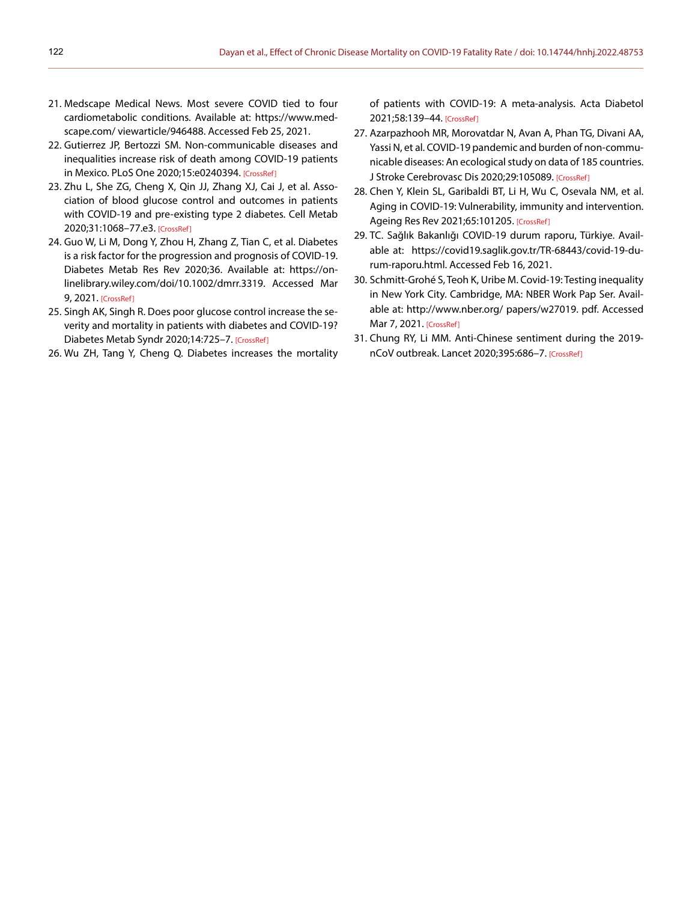21. Medscape Medical News. Most severe COVID tied to four cardiometabolic conditions. Available at: https://www.medscape.com/ viewarticle/946488. Accessed Feb 25, 2021.
22. Gutierrez JP, Bertozzi SM. Non-communicable diseases and inequalities increase risk of death among COVID-19 patients in Mexico. PLoS One 2020;15:e0240394. [CrossRef]
23. Zhu L, She ZG, Cheng X, Qin JJ, Zhang XJ, Cai J, et al. Association of blood glucose control and outcomes in patients with COVID-19 and pre-existing type 2 diabetes. Cell Metab 2020;31:1068–77.e3. [CrossRef]
24. Guo W, Li M, Dong Y, Zhou H, Zhang Z, Tian C, et al. Diabetes is a risk factor for the progression and prognosis of COVID-19. Diabetes Metab Res Rev 2020;36. Available at: https://onlinelibrary.wiley.com/doi/10.1002/dmrr.3319. Accessed Mar 9, 2021. [CrossRef]
25. Singh AK, Singh R. Does poor glucose control increase the severity and mortality in patients with diabetes and COVID-19? Diabetes Metab Syndr 2020;14:725–7. [CrossRef]
26. Wu ZH, Tang Y, Cheng Q. Diabetes increases the mortality of patients with COVID-19: A meta-analysis. Acta Diabetol 2021;58:139–44. [CrossRef]
27. Azarpazhooh MR, Morovatdar N, Avan A, Phan TG, Divani AA, Yassi N, et al. COVID-19 pandemic and burden of non-communicable diseases: An ecological study on data of 185 countries. J Stroke Cerebrovasc Dis 2020;29:105089. [CrossRef]
28. Chen Y, Klein SL, Garibaldi BT, Li H, Wu C, Osevala NM, et al. Aging in COVID-19: Vulnerability, immunity and intervention. Ageing Res Rev 2021;65:101205. [CrossRef]
29. TC. Sağlık Bakanlığı COVID-19 durum raporu, Türkiye. Available at: https://covid19.saglik.gov.tr/TR-68443/covid-19-durum-raporu.html. Accessed Feb 16, 2021.
30. Schmitt-Grohé S, Teoh K, Uribe M. Covid-19: Testing inequality in New York City. Cambridge, MA: NBER Work Pap Ser. Available at: http://www.nber.org/ papers/w27019. pdf. Accessed Mar 7, 2021. [CrossRef]
31. Chung RY, Li MM. Anti-Chinese sentiment during the 2019-nCoV outbreak. Lancet 2020;395:686–7. [CrossRef]